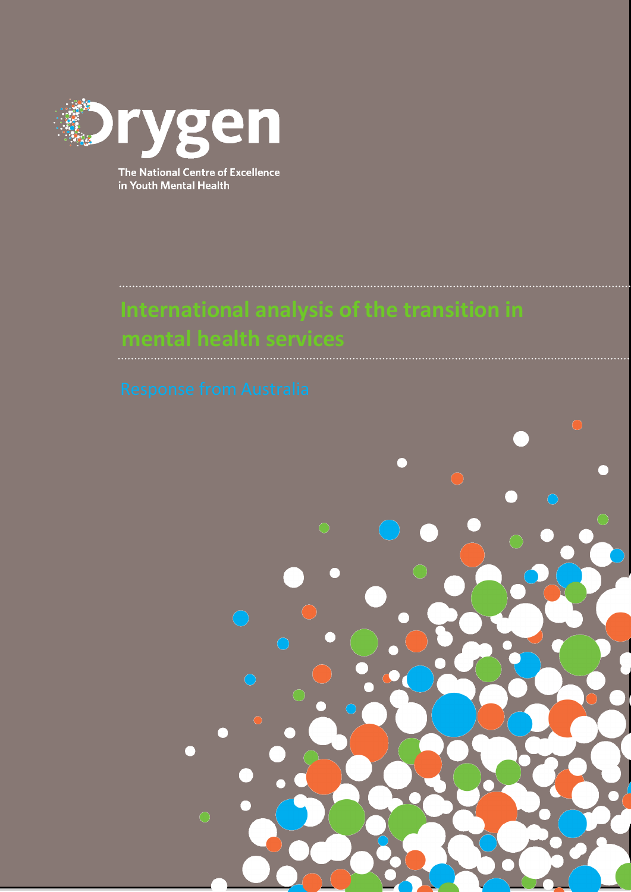Orygen

The National Centre of Excellence in Youth Mental Health

# International analysis of the transition in mental health services

## Response from Australia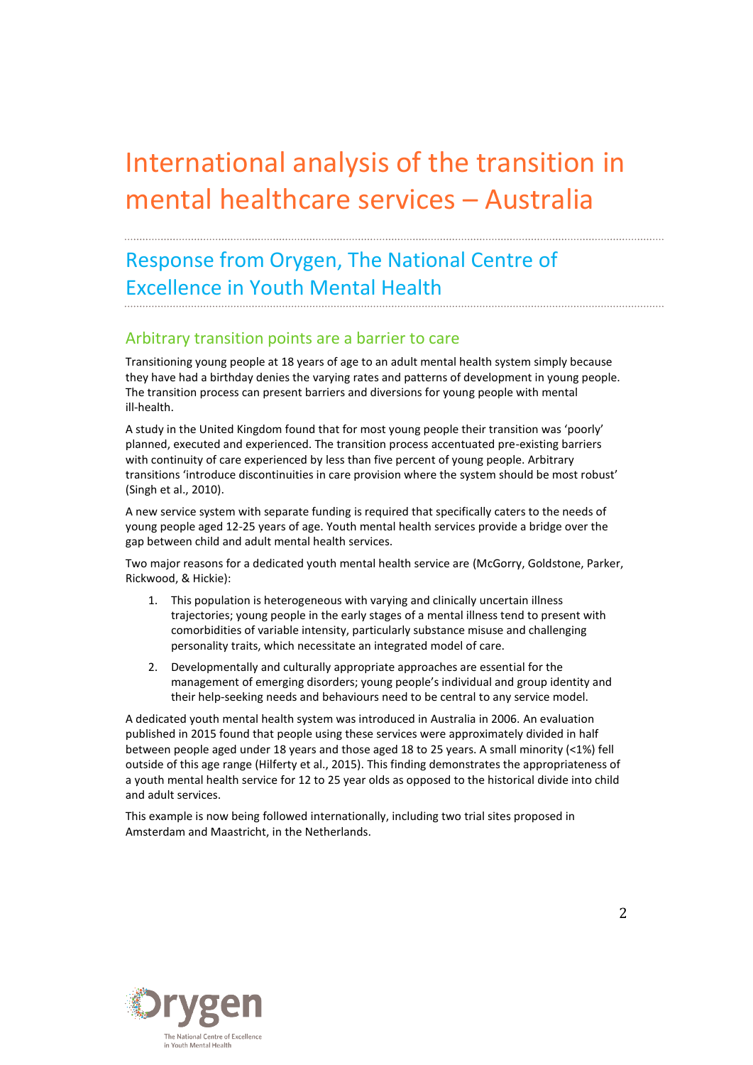# International analysis of the transition in mental healthcare services – Australia

## Response from Orygen, The National Centre of Excellence in Youth Mental Health

### Arbitrary transition points are a barrier to care

Transitioning young people at 18 years of age to an adult mental health system simply because they have had a birthday denies the varying rates and patterns of development in young people. The transition process can present barriers and diversions for young people with mental ill-health.

A study in the United Kingdom found that for most young people their transition was 'poorly' planned, executed and experienced. The transition process accentuated pre-existing barriers with continuity of care experienced by less than five percent of young people. Arbitrary transitions 'introduce discontinuities in care provision where the system should be most robust' (Singh et al., 2010).

A new service system with separate funding is required that specifically caters to the needs of young people aged 12-25 years of age. Youth mental health services provide a bridge over the gap between child and adult mental health services.

Two major reasons for a dedicated youth mental health service are (McGorry, Goldstone, Parker, Rickwood, & Hickie):

1. This population is heterogeneous with varying and clinically uncertain illness trajectories; young people in the early stages of a mental illness tend to present with comorbidities of variable intensity, particularly substance misuse and challenging personality traits, which necessitate an integrated model of care.
2. Developmentally and culturally appropriate approaches are essential for the management of emerging disorders; young people's individual and group identity and their help-seeking needs and behaviours need to be central to any service model.

A dedicated youth mental health system was introduced in Australia in 2006. An evaluation published in 2015 found that people using these services were approximately divided in half between people aged under 18 years and those aged 18 to 25 years. A small minority (<1%) fell outside of this age range (Hilferty et al., 2015). This finding demonstrates the appropriateness of a youth mental health service for 12 to 25 year olds as opposed to the historical divide into child and adult services.

This example is now being followed internationally, including two trial sites proposed in Amsterdam and Maastricht, in the Netherlands.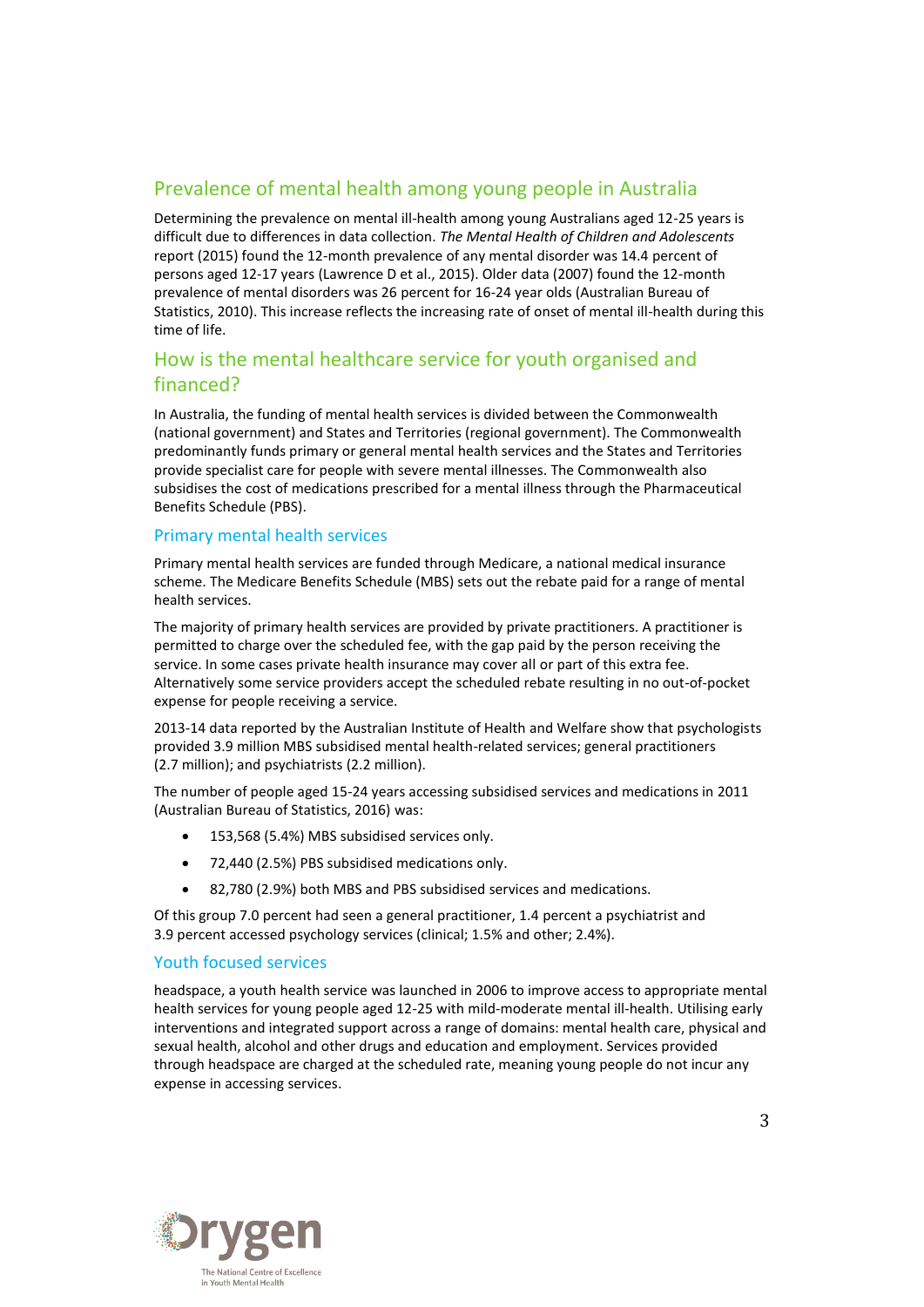## Prevalence of mental health among young people in Australia

Determining the prevalence on mental ill-health among young Australians aged 12-25 years is difficult due to differences in data collection. *The Mental Health of Children and Adolescents* report (2015) found the 12-month prevalence of any mental disorder was 14.4 percent of persons aged 12-17 years (Lawrence D et al., 2015). Older data (2007) found the 12-month prevalence of mental disorders was 26 percent for 16-24 year olds (Australian Bureau of Statistics, 2010). This increase reflects the increasing rate of onset of mental ill-health during this time of life.

## How is the mental healthcare service for youth organised and financed?

In Australia, the funding of mental health services is divided between the Commonwealth (national government) and States and Territories (regional government). The Commonwealth predominantly funds primary or general mental health services and the States and Territories provide specialist care for people with severe mental illnesses. The Commonwealth also subsidises the cost of medications prescribed for a mental illness through the Pharmaceutical Benefits Schedule (PBS).

### Primary mental health services

Primary mental health services are funded through Medicare, a national medical insurance scheme. The Medicare Benefits Schedule (MBS) sets out the rebate paid for a range of mental health services.

The majority of primary health services are provided by private practitioners. A practitioner is permitted to charge over the scheduled fee, with the gap paid by the person receiving the service. In some cases private health insurance may cover all or part of this extra fee. Alternatively some service providers accept the scheduled rebate resulting in no out-of-pocket expense for people receiving a service.

2013-14 data reported by the Australian Institute of Health and Welfare show that psychologists provided 3.9 million MBS subsidised mental health-related services; general practitioners (2.7 million); and psychiatrists (2.2 million).

The number of people aged 15-24 years accessing subsidised services and medications in 2011 (Australian Bureau of Statistics, 2016) was:

- 153,568 (5.4%) MBS subsidised services only.
- 72,440 (2.5%) PBS subsidised medications only.
- 82,780 (2.9%) both MBS and PBS subsidised services and medications.

Of this group 7.0 percent had seen a general practitioner, 1.4 percent a psychiatrist and 3.9 percent accessed psychology services (clinical; 1.5% and other; 2.4%).

### Youth focused services

headspace, a youth health service was launched in 2006 to improve access to appropriate mental health services for young people aged 12-25 with mild-moderate mental ill-health. Utilising early interventions and integrated support across a range of domains: mental health care, physical and sexual health, alcohol and other drugs and education and employment. Services provided through headspace are charged at the scheduled rate, meaning young people do not incur any expense in accessing services.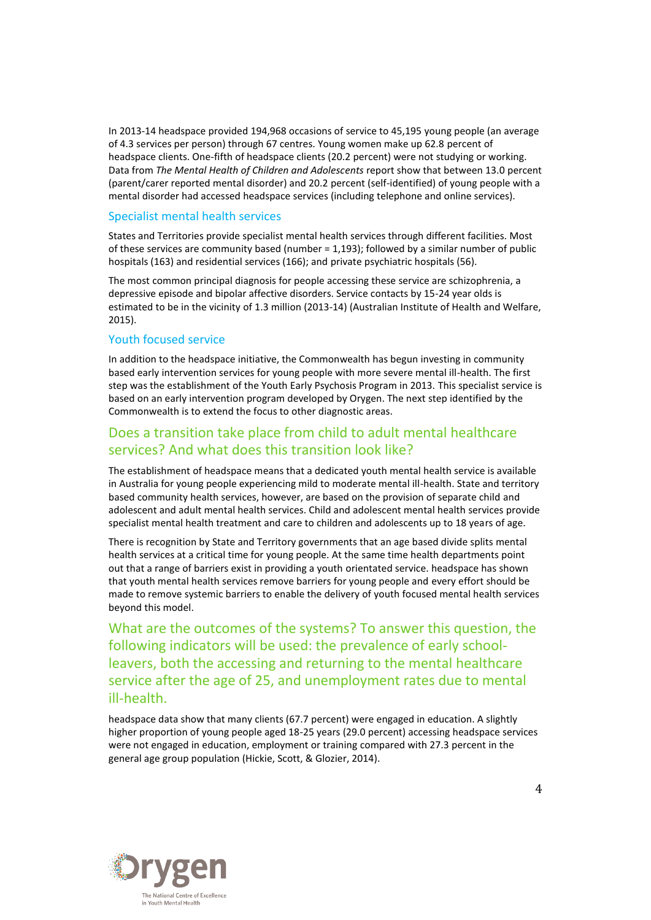In 2013-14 headspace provided 194,968 occasions of service to 45,195 young people (an average of 4.3 services per person) through 67 centres. Young women make up 62.8 percent of headspace clients. One-fifth of headspace clients (20.2 percent) were not studying or working. Data from *The Mental Health of Children and Adolescents* report show that between 13.0 percent (parent/carer reported mental disorder) and 20.2 percent (self-identified) of young people with a mental disorder had accessed headspace services (including telephone and online services).

### Specialist mental health services

States and Territories provide specialist mental health services through different facilities. Most of these services are community based (number = 1,193); followed by a similar number of public hospitals (163) and residential services (166); and private psychiatric hospitals (56).

The most common principal diagnosis for people accessing these service are schizophrenia, a depressive episode and bipolar affective disorders. Service contacts by 15-24 year olds is estimated to be in the vicinity of 1.3 million (2013-14) (Australian Institute of Health and Welfare, 2015).

### Youth focused service

In addition to the headspace initiative, the Commonwealth has begun investing in community based early intervention services for young people with more severe mental ill-health. The first step was the establishment of the Youth Early Psychosis Program in 2013. This specialist service is based on an early intervention program developed by Orygen. The next step identified by the Commonwealth is to extend the focus to other diagnostic areas.

## Does a transition take place from child to adult mental healthcare services? And what does this transition look like?

The establishment of headspace means that a dedicated youth mental health service is available in Australia for young people experiencing mild to moderate mental ill-health. State and territory based community health services, however, are based on the provision of separate child and adolescent and adult mental health services. Child and adolescent mental health services provide specialist mental health treatment and care to children and adolescents up to 18 years of age.

There is recognition by State and Territory governments that an age based divide splits mental health services at a critical time for young people. At the same time health departments point out that a range of barriers exist in providing a youth orientated service. headspace has shown that youth mental health services remove barriers for young people and every effort should be made to remove systemic barriers to enable the delivery of youth focused mental health services beyond this model.

## What are the outcomes of the systems? To answer this question, the following indicators will be used: the prevalence of early school-leavers, both the accessing and returning to the mental healthcare service after the age of 25, and unemployment rates due to mental ill-health.

headspace data show that many clients (67.7 percent) were engaged in education. A slightly higher proportion of young people aged 18-25 years (29.0 percent) accessing headspace services were not engaged in education, employment or training compared with 27.3 percent in the general age group population (Hickie, Scott, & Glozier, 2014).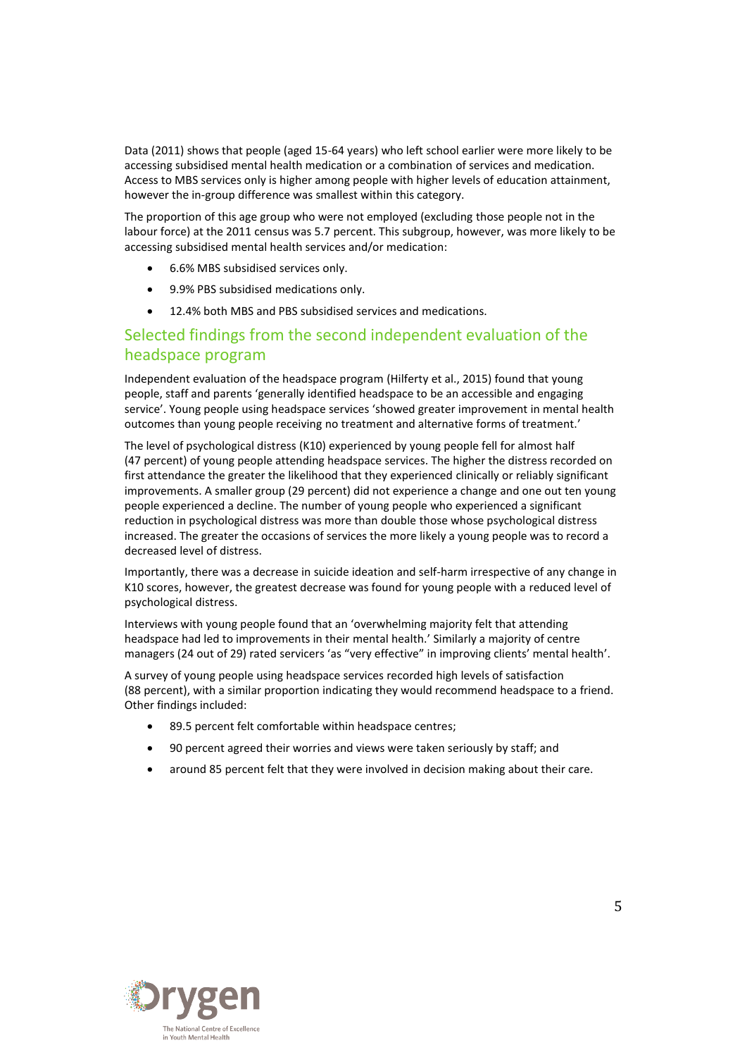Data (2011) shows that people (aged 15-64 years) who left school earlier were more likely to be accessing subsidised mental health medication or a combination of services and medication. Access to MBS services only is higher among people with higher levels of education attainment, however the in-group difference was smallest within this category.

The proportion of this age group who were not employed (excluding those people not in the labour force) at the 2011 census was 5.7 percent. This subgroup, however, was more likely to be accessing subsidised mental health services and/or medication:

- 6.6% MBS subsidised services only.
- 9.9% PBS subsidised medications only.
- 12.4% both MBS and PBS subsidised services and medications.

## Selected findings from the second independent evaluation of the headspace program

Independent evaluation of the headspace program (Hilferty et al., 2015) found that young people, staff and parents 'generally identified headspace to be an accessible and engaging service'. Young people using headspace services 'showed greater improvement in mental health outcomes than young people receiving no treatment and alternative forms of treatment.'

The level of psychological distress (K10) experienced by young people fell for almost half (47 percent) of young people attending headspace services. The higher the distress recorded on first attendance the greater the likelihood that they experienced clinically or reliably significant improvements. A smaller group (29 percent) did not experience a change and one out ten young people experienced a decline. The number of young people who experienced a significant reduction in psychological distress was more than double those whose psychological distress increased. The greater the occasions of services the more likely a young people was to record a decreased level of distress.

Importantly, there was a decrease in suicide ideation and self-harm irrespective of any change in K10 scores, however, the greatest decrease was found for young people with a reduced level of psychological distress.

Interviews with young people found that an 'overwhelming majority felt that attending headspace had led to improvements in their mental health.' Similarly a majority of centre managers (24 out of 29) rated servicers 'as "very effective" in improving clients' mental health'.

A survey of young people using headspace services recorded high levels of satisfaction (88 percent), with a similar proportion indicating they would recommend headspace to a friend. Other findings included:

- 89.5 percent felt comfortable within headspace centres;
- 90 percent agreed their worries and views were taken seriously by staff; and
- around 85 percent felt that they were involved in decision making about their care.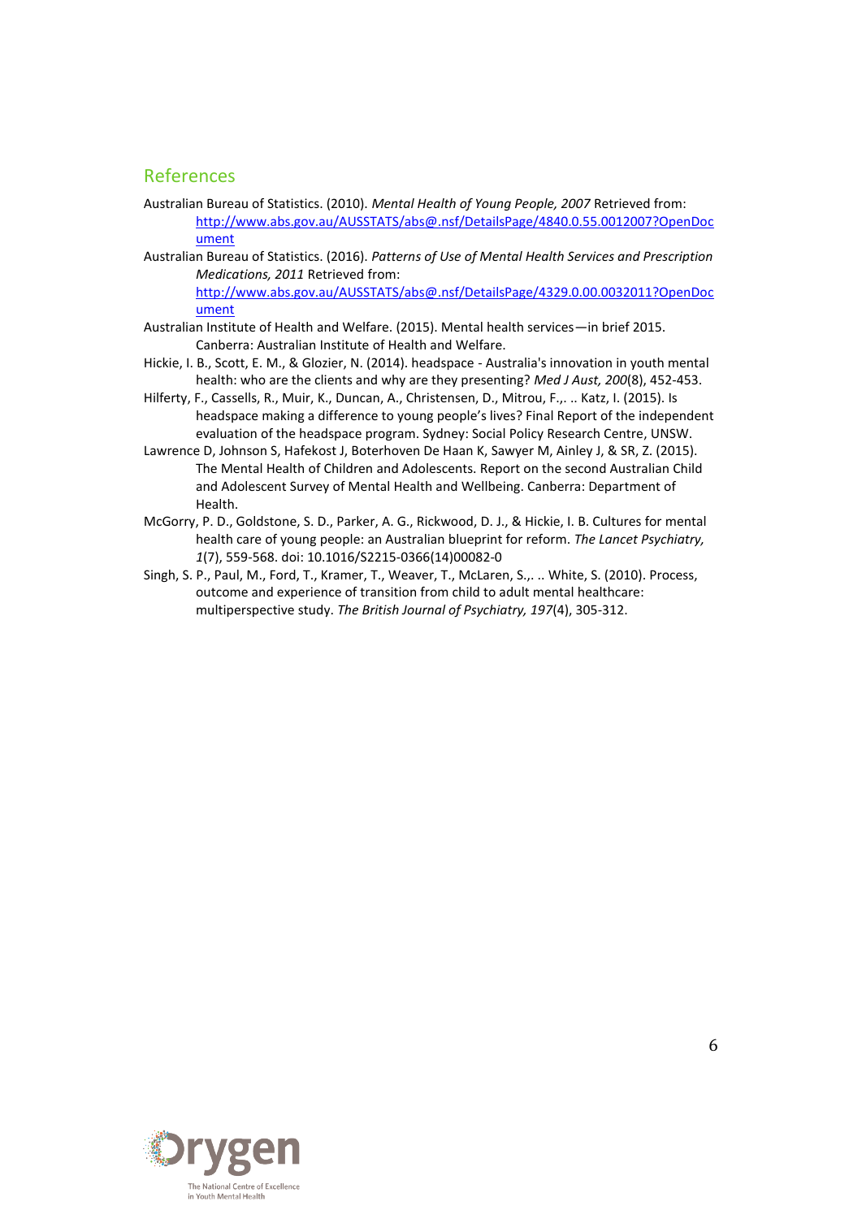## References

Australian Bureau of Statistics. (2010). *Mental Health of Young People, 2007* Retrieved from: http://www.abs.gov.au/AUSSTATS/abs@.nsf/DetailsPage/4840.0.55.0012007?OpenDocument

Australian Bureau of Statistics. (2016). *Patterns of Use of Mental Health Services and Prescription Medications, 2011* Retrieved from: http://www.abs.gov.au/AUSSTATS/abs@.nsf/DetailsPage/4329.0.00.0032011?OpenDocument

Australian Institute of Health and Welfare. (2015). Mental health services—in brief 2015. Canberra: Australian Institute of Health and Welfare.

Hickie, I. B., Scott, E. M., & Glozier, N. (2014). headspace - Australia's innovation in youth mental health: who are the clients and why are they presenting? *Med J Aust, 200*(8), 452-453.

Hilferty, F., Cassells, R., Muir, K., Duncan, A., Christensen, D., Mitrou, F.,. .. Katz, I. (2015). Is headspace making a difference to young people's lives? Final Report of the independent evaluation of the headspace program. Sydney: Social Policy Research Centre, UNSW.

Lawrence D, Johnson S, Hafekost J, Boterhoven De Haan K, Sawyer M, Ainley J, & SR, Z. (2015). The Mental Health of Children and Adolescents. Report on the second Australian Child and Adolescent Survey of Mental Health and Wellbeing. Canberra: Department of Health.

McGorry, P. D., Goldstone, S. D., Parker, A. G., Rickwood, D. J., & Hickie, I. B. Cultures for mental health care of young people: an Australian blueprint for reform. *The Lancet Psychiatry, 1*(7), 559-568. doi: 10.1016/S2215-0366(14)00082-0

Singh, S. P., Paul, M., Ford, T., Kramer, T., Weaver, T., McLaren, S.,. .. White, S. (2010). Process, outcome and experience of transition from child to adult mental healthcare: multiperspective study. *The British Journal of Psychiatry, 197*(4), 305-312.